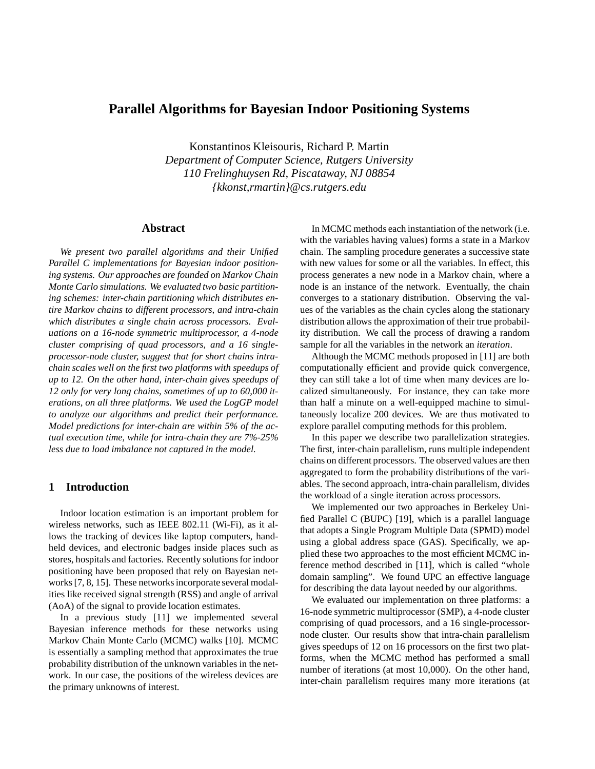# Parallel Algorithms for Bayesian Indoor Positioning Systems

Konstantinos Kleisouris, Richard P. Martin
*Department of Computer Science, Rutgers University*
*110 Frelinghuysen Rd, Piscataway, NJ 08854*
*{kkonst,rmartin}@cs.rutgers.edu*

## Abstract

*We present two parallel algorithms and their Unified Parallel C implementations for Bayesian indoor positioning systems. Our approaches are founded on Markov Chain Monte Carlo simulations. We evaluated two basic partitioning schemes: inter-chain partitioning which distributes entire Markov chains to different processors, and intra-chain which distributes a single chain across processors. Evaluations on a 16-node symmetric multiprocessor, a 4-node cluster comprising of quad processors, and a 16 single-processor-node cluster, suggest that for short chains intra-chain scales well on the first two platforms with speedups of up to 12. On the other hand, inter-chain gives speedups of 12 only for very long chains, sometimes of up to 60,000 iterations, on all three platforms. We used the LogGP model to analyze our algorithms and predict their performance. Model predictions for inter-chain are within 5% of the actual execution time, while for intra-chain they are 7%-25% less due to load imbalance not captured in the model.*

## 1 Introduction

Indoor location estimation is an important problem for wireless networks, such as IEEE 802.11 (Wi-Fi), as it allows the tracking of devices like laptop computers, hand-held devices, and electronic badges inside places such as stores, hospitals and factories. Recently solutions for indoor positioning have been proposed that rely on Bayesian networks [7, 8, 15]. These networks incorporate several modalities like received signal strength (RSS) and angle of arrival (AoA) of the signal to provide location estimates.

In a previous study [11] we implemented several Bayesian inference methods for these networks using Markov Chain Monte Carlo (MCMC) walks [10]. MCMC is essentially a sampling method that approximates the true probability distribution of the unknown variables in the network. In our case, the positions of the wireless devices are the primary unknowns of interest.

In MCMC methods each instantiation of the network (i.e. with the variables having values) forms a state in a Markov chain. The sampling procedure generates a successive state with new values for some or all the variables. In effect, this process generates a new node in a Markov chain, where a node is an instance of the network. Eventually, the chain converges to a stationary distribution. Observing the values of the variables as the chain cycles along the stationary distribution allows the approximation of their true probability distribution. We call the process of drawing a random sample for all the variables in the network an *iteration*.

Although the MCMC methods proposed in [11] are both computationally efficient and provide quick convergence, they can still take a lot of time when many devices are localized simultaneously. For instance, they can take more than half a minute on a well-equipped machine to simultaneously localize 200 devices. We are thus motivated to explore parallel computing methods for this problem.

In this paper we describe two parallelization strategies. The first, inter-chain parallelism, runs multiple independent chains on different processors. The observed values are then aggregated to form the probability distributions of the variables. The second approach, intra-chain parallelism, divides the workload of a single iteration across processors.

We implemented our two approaches in Berkeley Unified Parallel C (BUPC) [19], which is a parallel language that adopts a Single Program Multiple Data (SPMD) model using a global address space (GAS). Specifically, we applied these two approaches to the most efficient MCMC inference method described in [11], which is called "whole domain sampling". We found UPC an effective language for describing the data layout needed by our algorithms.

We evaluated our implementation on three platforms: a 16-node symmetric multiprocessor (SMP), a 4-node cluster comprising of quad processors, and a 16 single-processor-node cluster. Our results show that intra-chain parallelism gives speedups of 12 on 16 processors on the first two platforms, when the MCMC method has performed a small number of iterations (at most 10,000). On the other hand, inter-chain parallelism requires many more iterations (at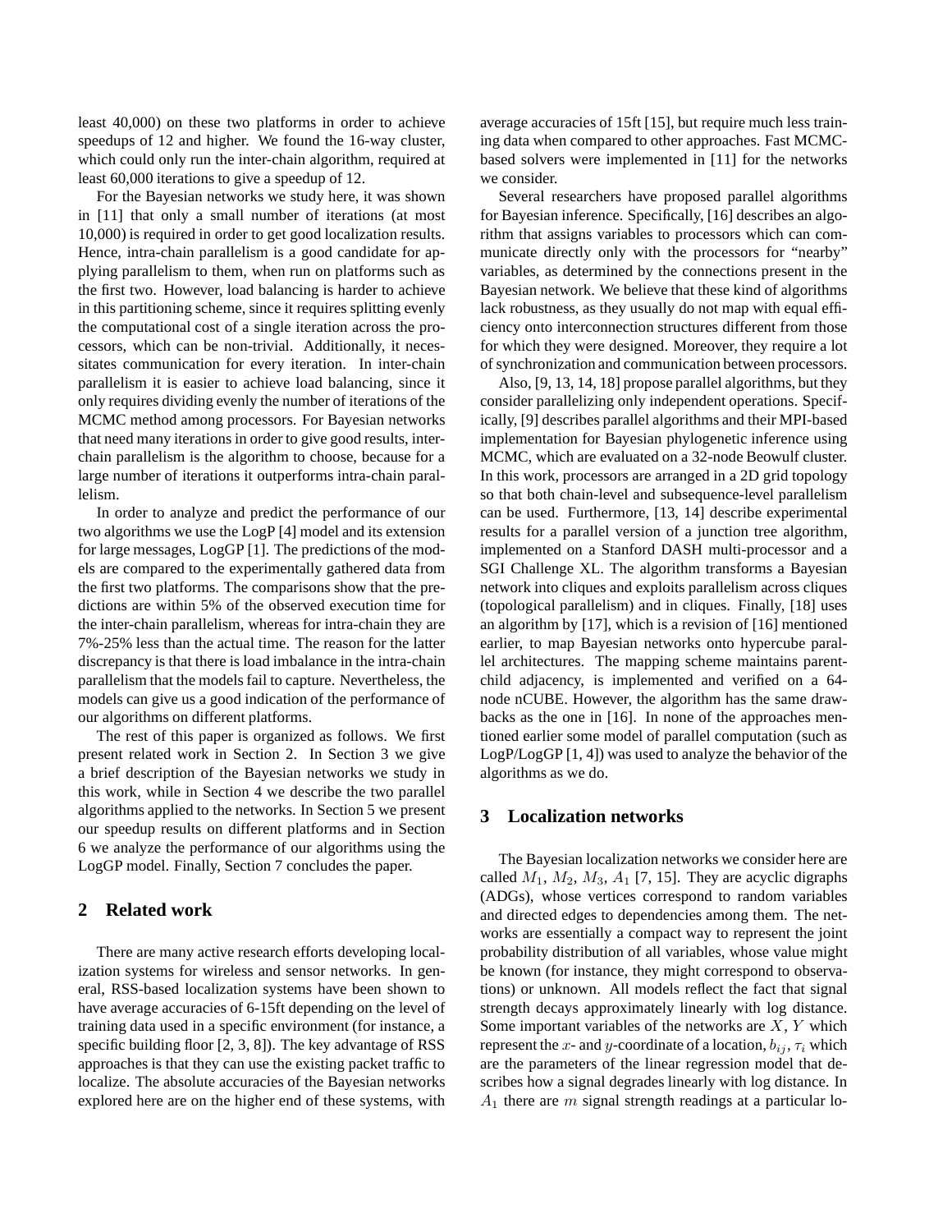least 40,000) on these two platforms in order to achieve speedups of 12 and higher. We found the 16-way cluster, which could only run the inter-chain algorithm, required at least 60,000 iterations to give a speedup of 12.

For the Bayesian networks we study here, it was shown in [11] that only a small number of iterations (at most 10,000) is required in order to get good localization results. Hence, intra-chain parallelism is a good candidate for applying parallelism to them, when run on platforms such as the first two. However, load balancing is harder to achieve in this partitioning scheme, since it requires splitting evenly the computational cost of a single iteration across the processors, which can be non-trivial. Additionally, it necessitates communication for every iteration. In inter-chain parallelism it is easier to achieve load balancing, since it only requires dividing evenly the number of iterations of the MCMC method among processors. For Bayesian networks that need many iterations in order to give good results, inter-chain parallelism is the algorithm to choose, because for a large number of iterations it outperforms intra-chain parallelism.

In order to analyze and predict the performance of our two algorithms we use the LogP [4] model and its extension for large messages, LogGP [1]. The predictions of the models are compared to the experimentally gathered data from the first two platforms. The comparisons show that the predictions are within 5% of the observed execution time for the inter-chain parallelism, whereas for intra-chain they are 7%-25% less than the actual time. The reason for the latter discrepancy is that there is load imbalance in the intra-chain parallelism that the models fail to capture. Nevertheless, the models can give us a good indication of the performance of our algorithms on different platforms.

The rest of this paper is organized as follows. We first present related work in Section 2. In Section 3 we give a brief description of the Bayesian networks we study in this work, while in Section 4 we describe the two parallel algorithms applied to the networks. In Section 5 we present our speedup results on different platforms and in Section 6 we analyze the performance of our algorithms using the LogGP model. Finally, Section 7 concludes the paper.

## 2 Related work

There are many active research efforts developing localization systems for wireless and sensor networks. In general, RSS-based localization systems have been shown to have average accuracies of 6-15ft depending on the level of training data used in a specific environment (for instance, a specific building floor [2, 3, 8]). The key advantage of RSS approaches is that they can use the existing packet traffic to localize. The absolute accuracies of the Bayesian networks explored here are on the higher end of these systems, with average accuracies of 15ft [15], but require much less training data when compared to other approaches. Fast MCMC-based solvers were implemented in [11] for the networks we consider.

Several researchers have proposed parallel algorithms for Bayesian inference. Specifically, [16] describes an algorithm that assigns variables to processors which can communicate directly only with the processors for "nearby" variables, as determined by the connections present in the Bayesian network. We believe that these kind of algorithms lack robustness, as they usually do not map with equal efficiency onto interconnection structures different from those for which they were designed. Moreover, they require a lot of synchronization and communication between processors.

Also, [9, 13, 14, 18] propose parallel algorithms, but they consider parallelizing only independent operations. Specifically, [9] describes parallel algorithms and their MPI-based implementation for Bayesian phylogenetic inference using MCMC, which are evaluated on a 32-node Beowulf cluster. In this work, processors are arranged in a 2D grid topology so that both chain-level and subsequence-level parallelism can be used. Furthermore, [13, 14] describe experimental results for a parallel version of a junction tree algorithm, implemented on a Stanford DASH multi-processor and a SGI Challenge XL. The algorithm transforms a Bayesian network into cliques and exploits parallelism across cliques (topological parallelism) and in cliques. Finally, [18] uses an algorithm by [17], which is a revision of [16] mentioned earlier, to map Bayesian networks onto hypercube parallel architectures. The mapping scheme maintains parent-child adjacency, is implemented and verified on a 64-node nCUBE. However, the algorithm has the same drawbacks as the one in [16]. In none of the approaches mentioned earlier some model of parallel computation (such as LogP/LogGP [1, 4]) was used to analyze the behavior of the algorithms as we do.

## 3 Localization networks

The Bayesian localization networks we consider here are called $M_1$, $M_2$, $M_3$, $A_1$ [7, 15]. They are acyclic digraphs (ADGs), whose vertices correspond to random variables and directed edges to dependencies among them. The networks are essentially a compact way to represent the joint probability distribution of all variables, whose value might be known (for instance, they might correspond to observations) or unknown. All models reflect the fact that signal strength decays approximately linearly with log distance. Some important variables of the networks are $X$, $Y$ which represent the $x$- and $y$-coordinate of a location, $b_{ij}$, $\tau_i$ which are the parameters of the linear regression model that describes how a signal degrades linearly with log distance. In $A_1$ there are $m$ signal strength readings at a particular lo-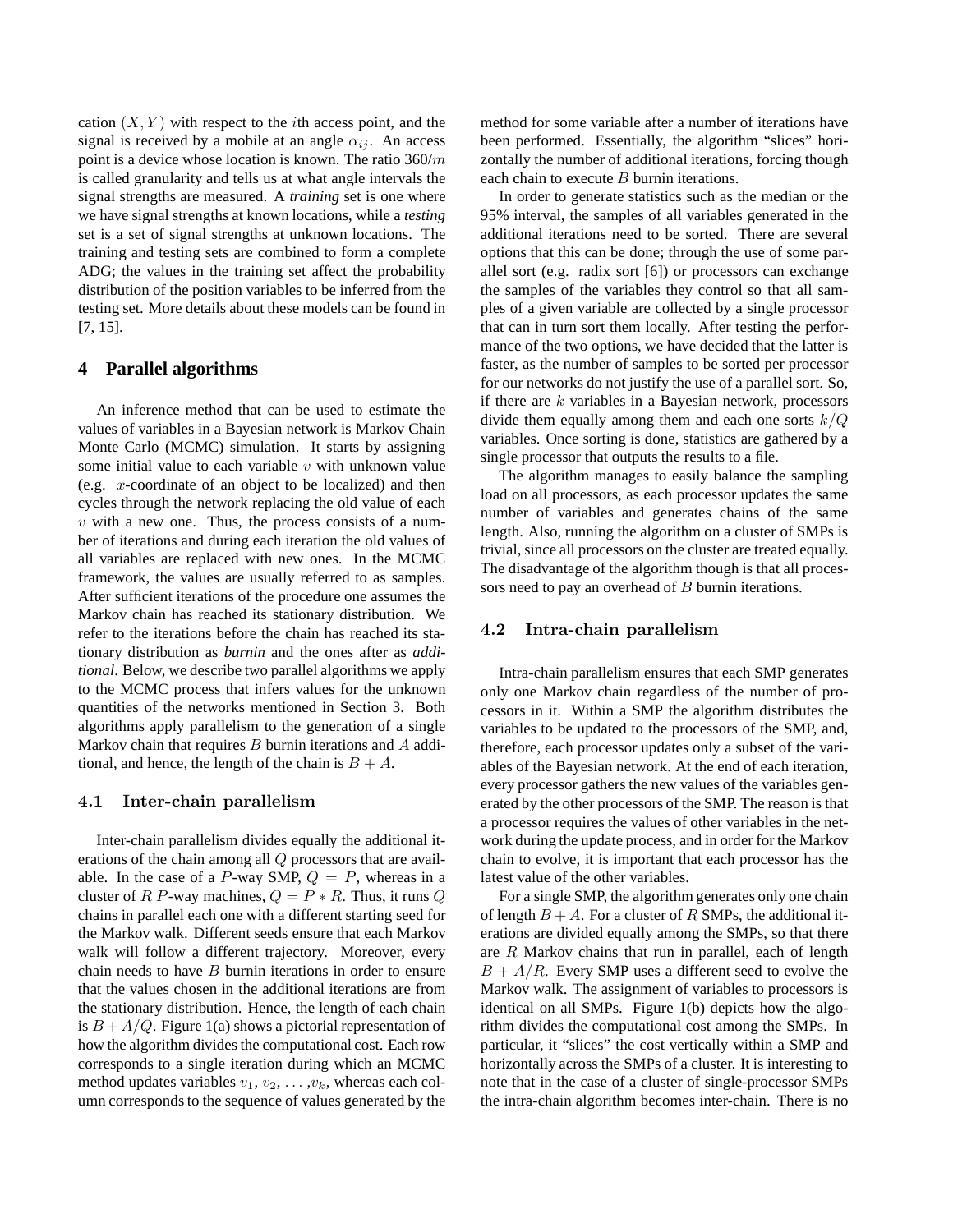cation $(X, Y)$ with respect to the $i$th access point, and the signal is received by a mobile at an angle $\alpha_{ij}$. An access point is a device whose location is known. The ratio $360/m$ is called granularity and tells us at what angle intervals the signal strengths are measured. A *training* set is one where we have signal strengths at known locations, while a *testing* set is a set of signal strengths at unknown locations. The training and testing sets are combined to form a complete ADG; the values in the training set affect the probability distribution of the position variables to be inferred from the testing set. More details about these models can be found in [7, 15].

## 4 Parallel algorithms

An inference method that can be used to estimate the values of variables in a Bayesian network is Markov Chain Monte Carlo (MCMC) simulation. It starts by assigning some initial value to each variable $v$ with unknown value (e.g. $x$-coordinate of an object to be localized) and then cycles through the network replacing the old value of each $v$ with a new one. Thus, the process consists of a number of iterations and during each iteration the old values of all variables are replaced with new ones. In the MCMC framework, the values are usually referred to as samples. After sufficient iterations of the procedure one assumes the Markov chain has reached its stationary distribution. We refer to the iterations before the chain has reached its stationary distribution as *burnin* and the ones after as *additional*. Below, we describe two parallel algorithms we apply to the MCMC process that infers values for the unknown quantities of the networks mentioned in Section 3. Both algorithms apply parallelism to the generation of a single Markov chain that requires $B$ burnin iterations and $A$ additional, and hence, the length of the chain is $B + A$.

### 4.1 Inter-chain parallelism

Inter-chain parallelism divides equally the additional iterations of the chain among all $Q$ processors that are available. In the case of a $P$-way SMP, $Q = P$, whereas in a cluster of $R$ $P$-way machines, $Q = P * R$. Thus, it runs $Q$ chains in parallel each one with a different starting seed for the Markov walk. Different seeds ensure that each Markov walk will follow a different trajectory. Moreover, every chain needs to have $B$ burnin iterations in order to ensure that the values chosen in the additional iterations are from the stationary distribution. Hence, the length of each chain is $B + A/Q$. Figure 1(a) shows a pictorial representation of how the algorithm divides the computational cost. Each row corresponds to a single iteration during which an MCMC method updates variables $v_1, v_2, \ldots, v_k$, whereas each column corresponds to the sequence of values generated by the method for some variable after a number of iterations have been performed. Essentially, the algorithm "slices" horizontally the number of additional iterations, forcing though each chain to execute $B$ burnin iterations.

In order to generate statistics such as the median or the 95% interval, the samples of all variables generated in the additional iterations need to be sorted. There are several options that this can be done; through the use of some parallel sort (e.g. radix sort [6]) or processors can exchange the samples of the variables they control so that all samples of a given variable are collected by a single processor that can in turn sort them locally. After testing the performance of the two options, we have decided that the latter is faster, as the number of samples to be sorted per processor for our networks do not justify the use of a parallel sort. So, if there are $k$ variables in a Bayesian network, processors divide them equally among them and each one sorts $k/Q$ variables. Once sorting is done, statistics are gathered by a single processor that outputs the results to a file.

The algorithm manages to easily balance the sampling load on all processors, as each processor updates the same number of variables and generates chains of the same length. Also, running the algorithm on a cluster of SMPs is trivial, since all processors on the cluster are treated equally. The disadvantage of the algorithm though is that all processors need to pay an overhead of $B$ burnin iterations.

### 4.2 Intra-chain parallelism

Intra-chain parallelism ensures that each SMP generates only one Markov chain regardless of the number of processors in it. Within a SMP the algorithm distributes the variables to be updated to the processors of the SMP, and, therefore, each processor updates only a subset of the variables of the Bayesian network. At the end of each iteration, every processor gathers the new values of the variables generated by the other processors of the SMP. The reason is that a processor requires the values of other variables in the network during the update process, and in order for the Markov chain to evolve, it is important that each processor has the latest value of the other variables.

For a single SMP, the algorithm generates only one chain of length $B + A$. For a cluster of $R$ SMPs, the additional iterations are divided equally among the SMPs, so that there are $R$ Markov chains that run in parallel, each of length $B + A/R$. Every SMP uses a different seed to evolve the Markov walk. The assignment of variables to processors is identical on all SMPs. Figure 1(b) depicts how the algorithm divides the computational cost among the SMPs. In particular, it "slices" the cost vertically within a SMP and horizontally across the SMPs of a cluster. It is interesting to note that in the case of a cluster of single-processor SMPs the intra-chain algorithm becomes inter-chain. There is no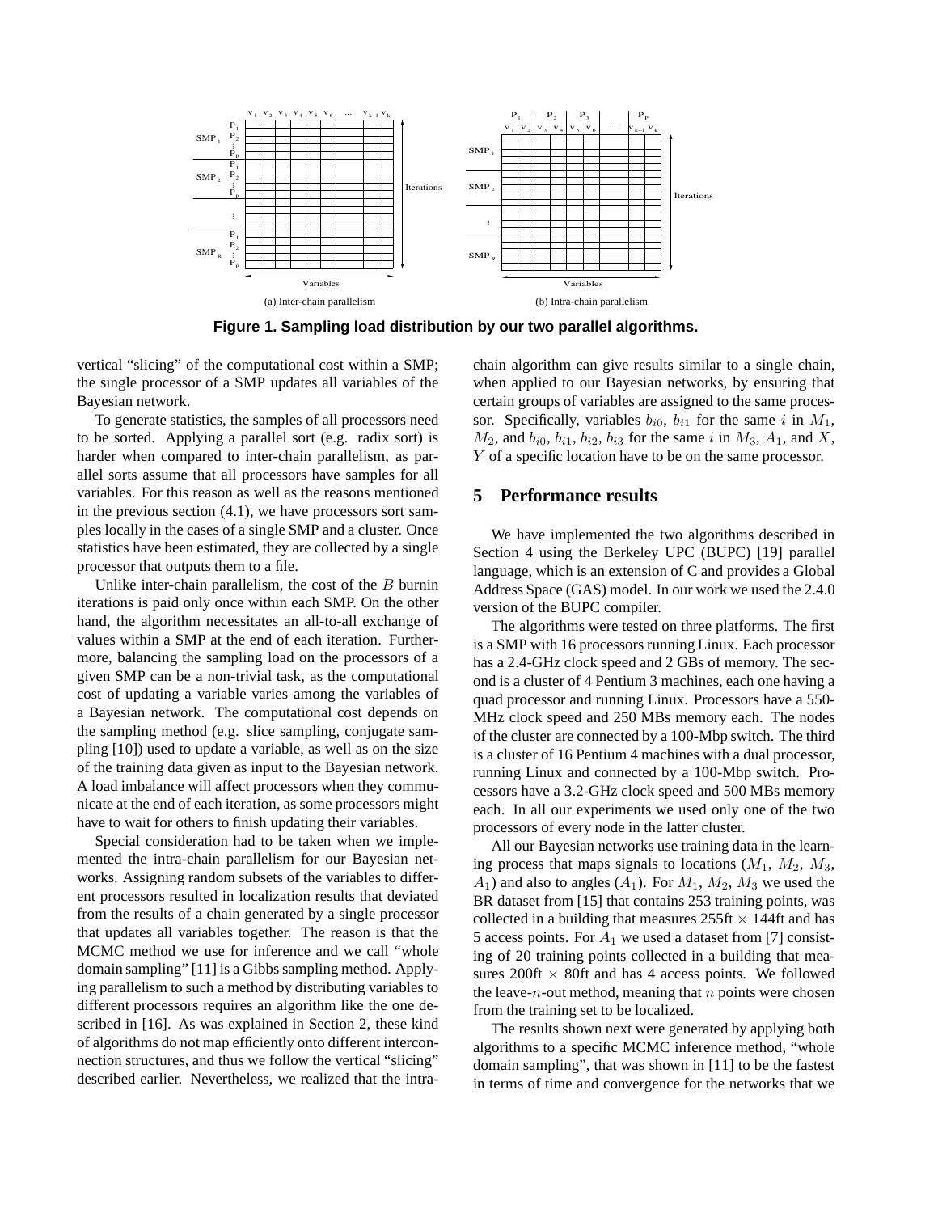Figure 1. Sampling load distribution by our two parallel algorithms.

(a) Inter-chain parallelism

(b) Intra-chain parallelism

vertical "slicing" of the computational cost within a SMP; the single processor of a SMP updates all variables of the Bayesian network.

To generate statistics, the samples of all processors need to be sorted. Applying a parallel sort (e.g. radix sort) is harder when compared to inter-chain parallelism, as parallel sorts assume that all processors have samples for all variables. For this reason as well as the reasons mentioned in the previous section (4.1), we have processors sort samples locally in the cases of a single SMP and a cluster. Once statistics have been estimated, they are collected by a single processor that outputs them to a file.

Unlike inter-chain parallelism, the cost of the $B$ burnin iterations is paid only once within each SMP. On the other hand, the algorithm necessitates an all-to-all exchange of values within a SMP at the end of each iteration. Furthermore, balancing the sampling load on the processors of a given SMP can be a non-trivial task, as the computational cost of updating a variable varies among the variables of a Bayesian network. The computational cost depends on the sampling method (e.g. slice sampling, conjugate sampling [10]) used to update a variable, as well as on the size of the training data given as input to the Bayesian network. A load imbalance will affect processors when they communicate at the end of each iteration, as some processors might have to wait for others to finish updating their variables.

Special consideration had to be taken when we implemented the intra-chain parallelism for our Bayesian networks. Assigning random subsets of the variables to different processors resulted in localization results that deviated from the results of a chain generated by a single processor that updates all variables together. The reason is that the MCMC method we use for inference and we call "whole domain sampling" [11] is a Gibbs sampling method. Applying parallelism to such a method by distributing variables to different processors requires an algorithm like the one described in [16]. As was explained in Section 2, these kind of algorithms do not map efficiently onto different interconnection structures, and thus we follow the vertical "slicing" described earlier. Nevertheless, we realized that the intra-chain algorithm can give results similar to a single chain, when applied to our Bayesian networks, by ensuring that certain groups of variables are assigned to the same processor. Specifically, variables $b_{i0}$, $b_{i1}$ for the same $i$ in $M_1$, $M_2$, and $b_{i0}$, $b_{i1}$, $b_{i2}$, $b_{i3}$ for the same $i$ in $M_3$, $A_1$, and $X$, $Y$ of a specific location have to be on the same processor.

## 5 Performance results

We have implemented the two algorithms described in Section 4 using the Berkeley UPC (BUPC) [19] parallel language, which is an extension of C and provides a Global Address Space (GAS) model. In our work we used the 2.4.0 version of the BUPC compiler.

The algorithms were tested on three platforms. The first is a SMP with 16 processors running Linux. Each processor has a 2.4-GHz clock speed and 2 GBs of memory. The second is a cluster of 4 Pentium 3 machines, each one having a quad processor and running Linux. Processors have a 550-MHz clock speed and 250 MBs memory each. The nodes of the cluster are connected by a 100-Mbp switch. The third is a cluster of 16 Pentium 4 machines with a dual processor, running Linux and connected by a 100-Mbp switch. Processors have a 3.2-GHz clock speed and 500 MBs memory each. In all our experiments we used only one of the two processors of every node in the latter cluster.

All our Bayesian networks use training data in the learning process that maps signals to locations ($M_1$, $M_2$, $M_3$, $A_1$) and also to angles ($A_1$). For $M_1$, $M_2$, $M_3$ we used the BR dataset from [15] that contains 253 training points, was collected in a building that measures 255ft $\times$ 144ft and has 5 access points. For $A_1$ we used a dataset from [7] consisting of 20 training points collected in a building that measures 200ft $\times$ 80ft and has 4 access points. We followed the leave-$n$-out method, meaning that $n$ points were chosen from the training set to be localized.

The results shown next were generated by applying both algorithms to a specific MCMC inference method, "whole domain sampling", that was shown in [11] to be the fastest in terms of time and convergence for the networks that we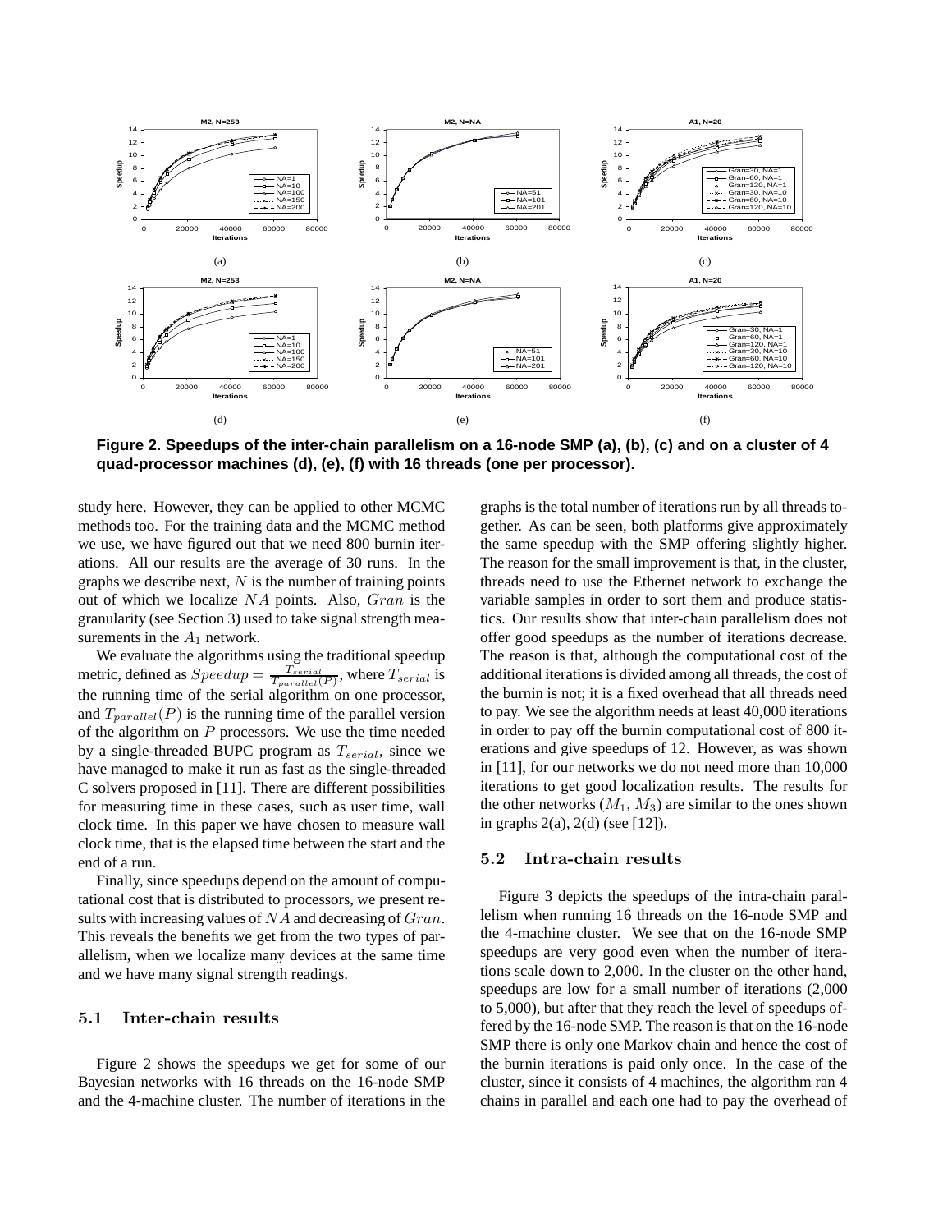Figure 2. Speedups of the inter-chain parallelism on a 16-node SMP (a), (b), (c) and on a cluster of 4 quad-processor machines (d), (e), (f) with 16 threads (one per processor).

study here. However, they can be applied to other MCMC methods too. For the training data and the MCMC method we use, we have figured out that we need 800 burnin iterations. All our results are the average of 30 runs. In the graphs we describe next, $N$ is the number of training points out of which we localize $NA$ points. Also, $Gran$ is the granularity (see Section 3) used to take signal strength measurements in the $A_1$ network.

We evaluate the algorithms using the traditional speedup metric, defined as $Speedup = \frac{T_{serial}}{T_{parallel}(P)}$, where $T_{serial}$ is the running time of the serial algorithm on one processor, and $T_{parallel}(P)$ is the running time of the parallel version of the algorithm on $P$ processors. We use the time needed by a single-threaded BUPC program as $T_{serial}$, since we have managed to make it run as fast as the single-threaded C solvers proposed in [11]. There are different possibilities for measuring time in these cases, such as user time, wall clock time. In this paper we have chosen to measure wall clock time, that is the elapsed time between the start and the end of a run.

Finally, since speedups depend on the amount of computational cost that is distributed to processors, we present results with increasing values of $NA$ and decreasing of $Gran$. This reveals the benefits we get from the two types of parallelism, when we localize many devices at the same time and we have many signal strength readings.

### 5.1 Inter-chain results

Figure 2 shows the speedups we get for some of our Bayesian networks with 16 threads on the 16-node SMP and the 4-machine cluster. The number of iterations in the graphs is the total number of iterations run by all threads together. As can be seen, both platforms give approximately the same speedup with the SMP offering slightly higher. The reason for the small improvement is that, in the cluster, threads need to use the Ethernet network to exchange the variable samples in order to sort them and produce statistics. Our results show that inter-chain parallelism does not offer good speedups as the number of iterations decrease. The reason is that, although the computational cost of the additional iterations is divided among all threads, the cost of the burnin is not; it is a fixed overhead that all threads need to pay. We see the algorithm needs at least 40,000 iterations in order to pay off the burnin computational cost of 800 iterations and give speedups of 12. However, as was shown in [11], for our networks we do not need more than 10,000 iterations to get good localization results. The results for the other networks ($M_1$, $M_3$) are similar to the ones shown in graphs 2(a), 2(d) (see [12]).

### 5.2 Intra-chain results

Figure 3 depicts the speedups of the intra-chain parallelism when running 16 threads on the 16-node SMP and the 4-machine cluster. We see that on the 16-node SMP speedups are very good even when the number of iterations scale down to 2,000. In the cluster on the other hand, speedups are low for a small number of iterations (2,000 to 5,000), but after that they reach the level of speedups offered by the 16-node SMP. The reason is that on the 16-node SMP there is only one Markov chain and hence the cost of the burnin iterations is paid only once. In the case of the cluster, since it consists of 4 machines, the algorithm ran 4 chains in parallel and each one had to pay the overhead of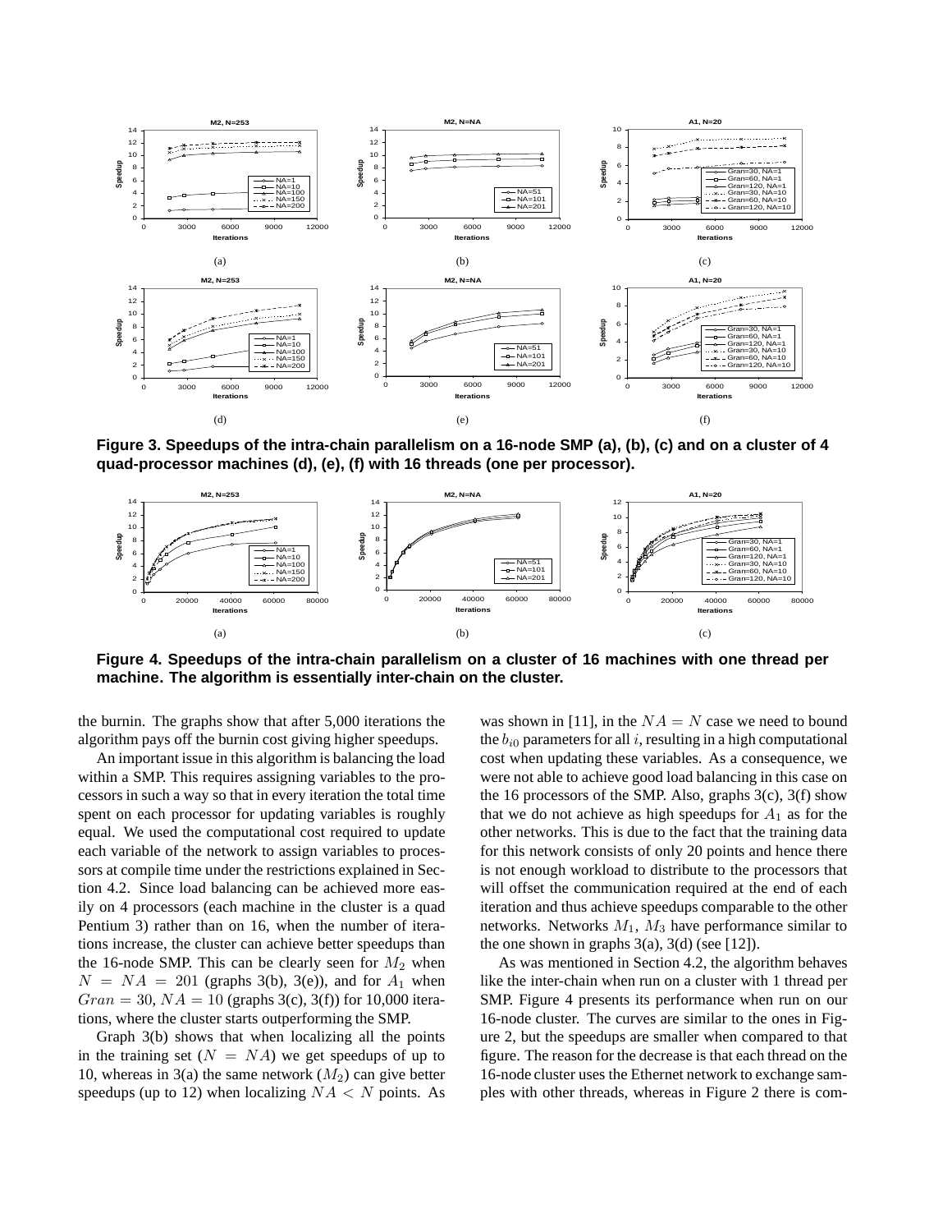Figure 3. Speedups of the intra-chain parallelism on a 16-node SMP (a), (b), (c) and on a cluster of 4 quad-processor machines (d), (e), (f) with 16 threads (one per processor).

Figure 4. Speedups of the intra-chain parallelism on a cluster of 16 machines with one thread per machine. The algorithm is essentially inter-chain on the cluster.

the burnin. The graphs show that after 5,000 iterations the algorithm pays off the burnin cost giving higher speedups.

An important issue in this algorithm is balancing the load within a SMP. This requires assigning variables to the processors in such a way so that in every iteration the total time spent on each processor for updating variables is roughly equal. We used the computational cost required to update each variable of the network to assign variables to processors at compile time under the restrictions explained in Section 4.2. Since load balancing can be achieved more easily on 4 processors (each machine in the cluster is a quad Pentium 3) rather than on 16, when the number of iterations increase, the cluster can achieve better speedups than the 16-node SMP. This can be clearly seen for $M_2$ when $N = NA = 201$ (graphs 3(b), 3(e)), and for $A_1$ when $Gran = 30$, $NA = 10$ (graphs 3(c), 3(f)) for 10,000 iterations, where the cluster starts outperforming the SMP.

Graph 3(b) shows that when localizing all the points in the training set ($N = NA$) we get speedups of up to 10, whereas in 3(a) the same network ($M_2$) can give better speedups (up to 12) when localizing $NA < N$ points. As was shown in [11], in the $NA = N$ case we need to bound the $b_{i0}$ parameters for all $i$, resulting in a high computational cost when updating these variables. As a consequence, we were not able to achieve good load balancing in this case on the 16 processors of the SMP. Also, graphs 3(c), 3(f) show that we do not achieve as high speedups for $A_1$ as for the other networks. This is due to the fact that the training data for this network consists of only 20 points and hence there is not enough workload to distribute to the processors that will offset the communication required at the end of each iteration and thus achieve speedups comparable to the other networks. Networks $M_1$, $M_3$ have performance similar to the one shown in graphs 3(a), 3(d) (see [12]).

As was mentioned in Section 4.2, the algorithm behaves like the inter-chain when run on a cluster with 1 thread per SMP. Figure 4 presents its performance when run on our 16-node cluster. The curves are similar to the ones in Figure 2, but the speedups are smaller when compared to that figure. The reason for the decrease is that each thread on the 16-node cluster uses the Ethernet network to exchange samples with other threads, whereas in Figure 2 there is com-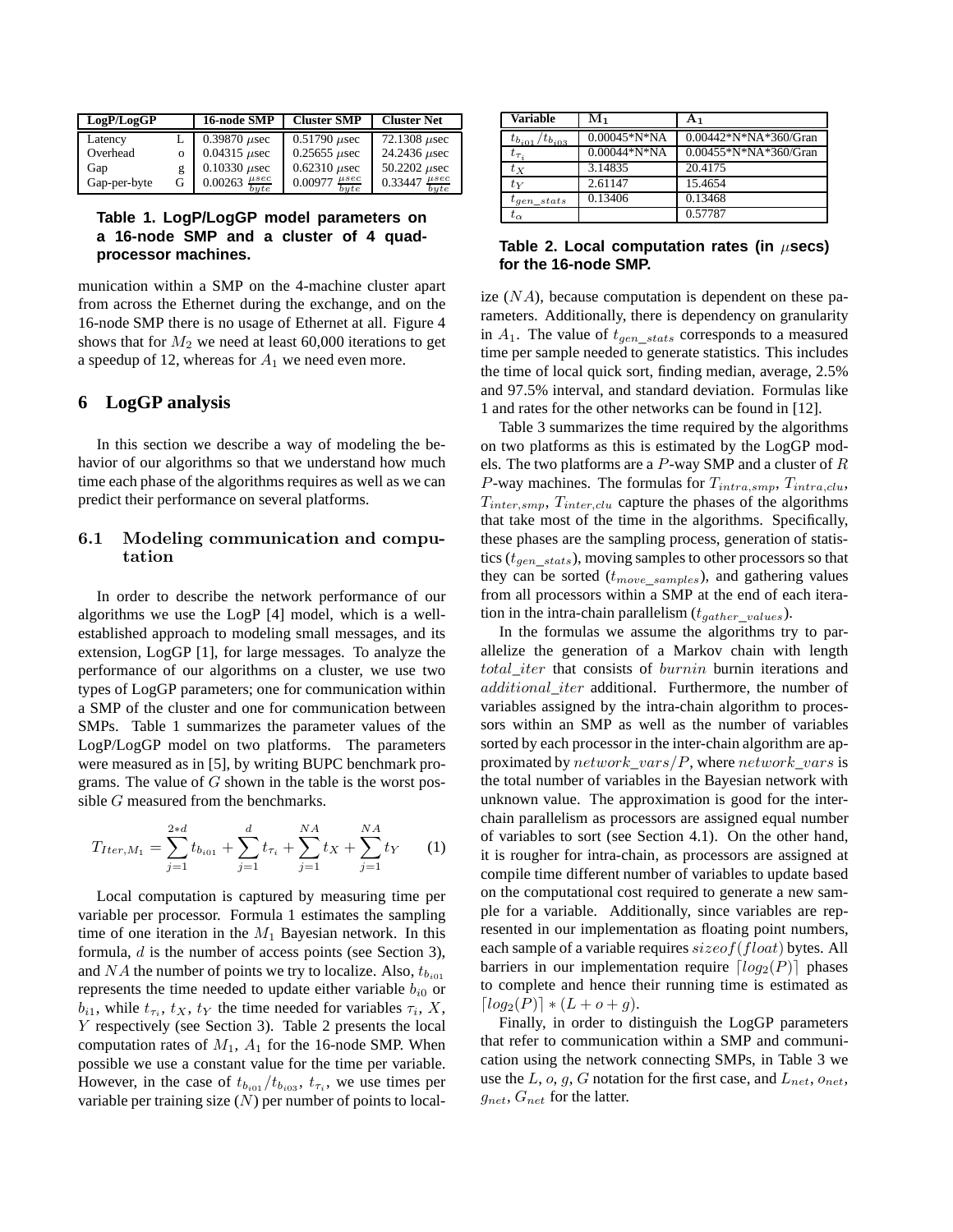| LogP/LogGP | | 16-node SMP | Cluster SMP | Cluster Net |
|---|---|---|---|---|
| Latency | L | 0.39870 $\mu$sec | 0.51790 $\mu$sec | 72.1308 $\mu$sec |
| Overhead | o | 0.04315 $\mu$sec | 0.25655 $\mu$sec | 24.2436 $\mu$sec |
| Gap | g | 0.10330 $\mu$sec | 0.62310 $\mu$sec | 50.2202 $\mu$sec |
| Gap-per-byte | G | 0.00263 $\frac{\mu sec}{byte}$ | 0.00977 $\frac{\mu sec}{byte}$ | 0.33447 $\frac{\mu sec}{byte}$ |

**Table 1. LogP/LogGP model parameters on a 16-node SMP and a cluster of 4 quad-processor machines.**

munication within a SMP on the 4-machine cluster apart from across the Ethernet during the exchange, and on the 16-node SMP there is no usage of Ethernet at all. Figure 4 shows that for $M_2$ we need at least 60,000 iterations to get a speedup of 12, whereas for $A_1$ we need even more.

## 6 LogGP analysis

In this section we describe a way of modeling the behavior of our algorithms so that we understand how much time each phase of the algorithms requires as well as we can predict their performance on several platforms.

### 6.1 Modeling communication and computation

In order to describe the network performance of our algorithms we use the LogP [4] model, which is a well-established approach to modeling small messages, and its extension, LogGP [1], for large messages. To analyze the performance of our algorithms on a cluster, we use two types of LogGP parameters; one for communication within a SMP of the cluster and one for communication between SMPs. Table 1 summarizes the parameter values of the LogP/LogGP model on two platforms. The parameters were measured as in [5], by writing BUPC benchmark programs. The value of $G$ shown in the table is the worst possible $G$ measured from the benchmarks.

$$T_{Iter,M_1} = \sum_{j=1}^{2*d} t_{b_{i01}} + \sum_{j=1}^{d} t_{\tau_i} + \sum_{j=1}^{NA} t_X + \sum_{j=1}^{NA} t_Y \qquad (1)$$

Local computation is captured by measuring time per variable per processor. Formula 1 estimates the sampling time of one iteration in the $M_1$ Bayesian network. In this formula, $d$ is the number of access points (see Section 3), and $NA$ the number of points we try to localize. Also, $t_{b_{i01}}$ represents the time needed to update either variable $b_{i0}$ or $b_{i1}$, while $t_{\tau_i}$, $t_X$, $t_Y$ the time needed for variables $\tau_i$, $X$, $Y$ respectively (see Section 3). Table 2 presents the local computation rates of $M_1$, $A_1$ for the 16-node SMP. When possible we use a constant value for the time per variable. However, in the case of $t_{b_{i01}}/t_{b_{i03}}$, $t_{\tau_i}$, we use times per variable per training size ($N$) per number of points to localize ($NA$), because computation is dependent on these parameters. Additionally, there is dependency on granularity in $A_1$. The value of $t_{gen\_stats}$ corresponds to a measured time per sample needed to generate statistics. This includes the time of local quick sort, finding median, average, 2.5% and 97.5% interval, and standard deviation. Formulas like 1 and rates for the other networks can be found in [12].

| Variable | $\mathbf{M_1}$ | $\mathbf{A_1}$ |
|---|---|---|
| $t_{b_{i01}}/t_{b_{i03}}$ | 0.00045*N*NA | 0.00442*N*NA*360/Gran |
| $t_{\tau_i}$ | 0.00044*N*NA | 0.00455*N*NA*360/Gran |
| $t_X$ | 3.14835 | 20.4175 |
| $t_Y$ | 2.61147 | 15.4654 |
| $t_{gen\_stats}$ | 0.13406 | 0.13468 |
| $t_\alpha$ | | 0.57787 |

**Table 2. Local computation rates (in $\mu$secs) for the 16-node SMP.**

Table 3 summarizes the time required by the algorithms on two platforms as this is estimated by the LogGP models. The two platforms are a $P$-way SMP and a cluster of $R$ $P$-way machines. The formulas for $T_{intra,smp}$, $T_{intra,clu}$, $T_{inter,smp}$, $T_{inter,clu}$ capture the phases of the algorithms that take most of the time in the algorithms. Specifically, these phases are the sampling process, generation of statistics ($t_{gen\_stats}$), moving samples to other processors so that they can be sorted ($t_{move\_samples}$), and gathering values from all processors within a SMP at the end of each iteration in the intra-chain parallelism ($t_{gather\_values}$).

In the formulas we assume the algorithms try to parallelize the generation of a Markov chain with length $total\_iter$ that consists of $burnin$ burnin iterations and $additional\_iter$ additional. Furthermore, the number of variables assigned by the intra-chain algorithm to processors within an SMP as well as the number of variables sorted by each processor in the inter-chain algorithm are approximated by $network\_vars/P$, where $network\_vars$ is the total number of variables in the Bayesian network with unknown value. The approximation is good for the inter-chain parallelism as processors are assigned equal number of variables to sort (see Section 4.1). On the other hand, it is rougher for intra-chain, as processors are assigned at compile time different number of variables to update based on the computational cost required to generate a new sample for a variable. Additionally, since variables are represented in our implementation as floating point numbers, each sample of a variable requires $sizeof(float)$ bytes. All barriers in our implementation require $\lceil log_2(P) \rceil$ phases to complete and hence their running time is estimated as $\lceil log_2(P) \rceil * (L + o + g)$.

Finally, in order to distinguish the LogGP parameters that refer to communication within a SMP and communication using the network connecting SMPs, in Table 3 we use the $L$, $o$, $g$, $G$ notation for the first case, and $L_{net}$, $o_{net}$, $g_{net}$, $G_{net}$ for the latter.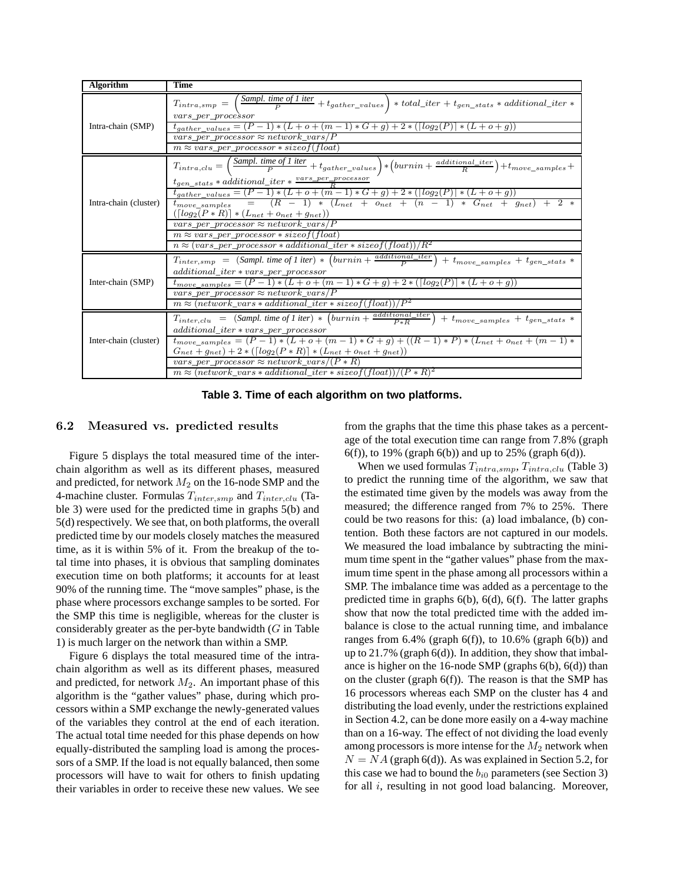| Algorithm | Time |
|---|---|
| Intra-chain (SMP) | $T_{intra,smp} = \left(\frac{\textit{Sampl. time of 1 iter}}{P} + t_{gather\_values}\right) * total\_iter + t_{gen\_stats} * additional\_iter * vars\_per\_processor$ |
| | $t_{gather\_values} = (P-1)*(L+o+(m-1)*G+g) + 2*(\lceil log_2(P)\rceil * (L+o+g))$ |
| | $vars\_per\_processor \approx network\_vars/P$ |
| | $m \approx vars\_per\_processor * sizeof(float)$ |
| Intra-chain (cluster) | $T_{intra,clu} = \left(\frac{\textit{Sampl. time of 1 iter}}{P} + t_{gather\_values}\right) * \left(burnin + \frac{additional\_iter}{R}\right) + t_{move\_samples} + t_{gen\_stats} * additional\_iter * \frac{vars\_per\_processor}{R}$ |
| | $t_{gather\_values} = (P-1)*(L+o+(m-1)*G+g) + 2*(\lceil log_2(P)\rceil * (L+o+g))$ |
| | $t_{move\_samples} = (R-1)*(L_{net}+o_{net}+(n-1)*G_{net}+g_{net}) + 2*(\lceil log_2(P*R)\rceil * (L_{net}+o_{net}+g_{net}))$ |
| | $vars\_per\_processor \approx network\_vars/P$ |
| | $m \approx vars\_per\_processor * sizeof(float)$ |
| | $n \approx (vars\_per\_processor * additional\_iter * sizeof(float))/R^2$ |
| Inter-chain (SMP) | $T_{inter,smp} = (\textit{Sampl. time of 1 iter}) * \left(burnin + \frac{additional\_iter}{P}\right) + t_{move\_samples} + t_{gen\_stats} * additional\_iter * vars\_per\_processor$ |
| | $t_{move\_samples} = (P-1)*(L+o+(m-1)*G+g) + 2*(\lceil log_2(P)\rceil * (L+o+g))$ |
| | $vars\_per\_processor \approx network\_vars/P$ |
| | $m \approx (network\_vars * additional\_iter * sizeof(float))/P^2$ |
| Inter-chain (cluster) | $T_{inter,clu} = (\textit{Sampl. time of 1 iter}) * \left(burnin + \frac{additional\_iter}{P*R}\right) + t_{move\_samples} + t_{gen\_stats} * additional\_iter * vars\_per\_processor$ |
| | $t_{move\_samples} = (P-1)*(L+o+(m-1)*G+g) + ((R-1)*P)*(L_{net}+o_{net}+(m-1)*G_{net}+g_{net}) + 2*(\lceil log_2(P*R)\rceil * (L_{net}+o_{net}+g_{net}))$ |
| | $vars\_per\_processor \approx network\_vars/(P*R)$ |
| | $m \approx (network\_vars * additional\_iter * sizeof(float))/(P*R)^2$ |

**Table 3. Time of each algorithm on two platforms.**

### 6.2 Measured vs. predicted results

Figure 5 displays the total measured time of the inter-chain algorithm as well as its different phases, measured and predicted, for network $M_2$ on the 16-node SMP and the 4-machine cluster. Formulas $T_{inter,smp}$ and $T_{inter,clu}$ (Table 3) were used for the predicted time in graphs 5(b) and 5(d) respectively. We see that, on both platforms, the overall predicted time by our models closely matches the measured time, as it is within 5% of it. From the breakup of the total time into phases, it is obvious that sampling dominates execution time on both platforms; it accounts for at least 90% of the running time. The "move samples" phase, is the phase where processors exchange samples to be sorted. For the SMP this time is negligible, whereas for the cluster is considerably greater as the per-byte bandwidth ($G$ in Table 1) is much larger on the network than within a SMP.

Figure 6 displays the total measured time of the intra-chain algorithm as well as its different phases, measured and predicted, for network $M_2$. An important phase of this algorithm is the "gather values" phase, during which processors within a SMP exchange the newly-generated values of the variables they control at the end of each iteration. The actual total time needed for this phase depends on how equally-distributed the sampling load is among the processors of a SMP. If the load is not equally balanced, then some processors will have to wait for others to finish updating their variables in order to receive these new values. We see from the graphs that the time this phase takes as a percentage of the total execution time can range from 7.8% (graph 6(f)), to 19% (graph 6(b)) and up to 25% (graph 6(d)).

When we used formulas $T_{intra,smp}$, $T_{intra,clu}$ (Table 3) to predict the running time of the algorithm, we saw that the estimated time given by the models was away from the measured; the difference ranged from 7% to 25%. There could be two reasons for this: (a) load imbalance, (b) contention. Both these factors are not captured in our models. We measured the load imbalance by subtracting the minimum time spent in the "gather values" phase from the maximum time spent in the phase among all processors within a SMP. The imbalance time was added as a percentage to the predicted time in graphs 6(b), 6(d), 6(f). The latter graphs show that now the total predicted time with the added imbalance is close to the actual running time, and imbalance ranges from 6.4% (graph 6(f)), to 10.6% (graph 6(b)) and up to 21.7% (graph 6(d)). In addition, they show that imbalance is higher on the 16-node SMP (graphs 6(b), 6(d)) than on the cluster (graph 6(f)). The reason is that the SMP has 16 processors whereas each SMP on the cluster has 4 and distributing the load evenly, under the restrictions explained in Section 4.2, can be done more easily on a 4-way machine than on a 16-way. The effect of not dividing the load evenly among processors is more intense for the $M_2$ network when $N = NA$ (graph 6(d)). As was explained in Section 5.2, for this case we had to bound the $b_{i0}$ parameters (see Section 3) for all $i$, resulting in not good load balancing. Moreover,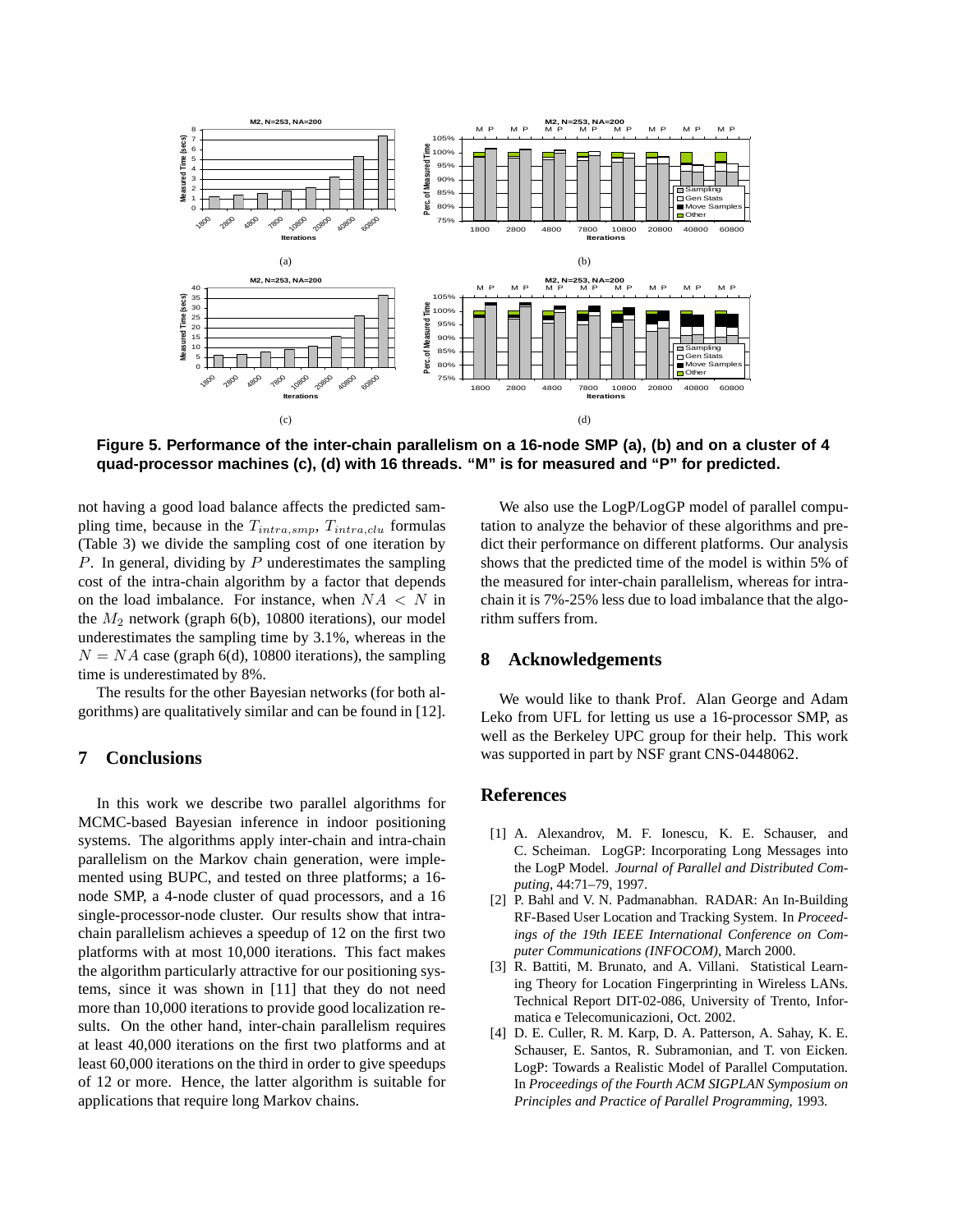**Figure 5. Performance of the inter-chain parallelism on a 16-node SMP (a), (b) and on a cluster of 4 quad-processor machines (c), (d) with 16 threads. "M" is for measured and "P" for predicted.**

not having a good load balance affects the predicted sampling time, because in the $T_{intra,smp}$, $T_{intra,clu}$ formulas (Table 3) we divide the sampling cost of one iteration by $P$. In general, dividing by $P$ underestimates the sampling cost of the intra-chain algorithm by a factor that depends on the load imbalance. For instance, when $NA < N$ in the $M_2$ network (graph 6(b), 10800 iterations), our model underestimates the sampling time by 3.1%, whereas in the $N = NA$ case (graph 6(d), 10800 iterations), the sampling time is underestimated by 8%.

The results for the other Bayesian networks (for both algorithms) are qualitatively similar and can be found in [12].

## 7 Conclusions

In this work we describe two parallel algorithms for MCMC-based Bayesian inference in indoor positioning systems. The algorithms apply inter-chain and intra-chain parallelism on the Markov chain generation, were implemented using BUPC, and tested on three platforms; a 16-node SMP, a 4-node cluster of quad processors, and a 16 single-processor-node cluster. Our results show that intra-chain parallelism achieves a speedup of 12 on the first two platforms with at most 10,000 iterations. This fact makes the algorithm particularly attractive for our positioning systems, since it was shown in [11] that they do not need more than 10,000 iterations to provide good localization results. On the other hand, inter-chain parallelism requires at least 40,000 iterations on the first two platforms and at least 60,000 iterations on the third in order to give speedups of 12 or more. Hence, the latter algorithm is suitable for applications that require long Markov chains.

We also use the LogP/LogGP model of parallel computation to analyze the behavior of these algorithms and predict their performance on different platforms. Our analysis shows that the predicted time of the model is within 5% of the measured for inter-chain parallelism, whereas for intra-chain it is 7%-25% less due to load imbalance that the algorithm suffers from.

## 8 Acknowledgements

We would like to thank Prof. Alan George and Adam Leko from UFL for letting us use a 16-processor SMP, as well as the Berkeley UPC group for their help. This work was supported in part by NSF grant CNS-0448062.

## References

[1] A. Alexandrov, M. F. Ionescu, K. E. Schauser, and C. Scheiman. LogGP: Incorporating Long Messages into the LogP Model. *Journal of Parallel and Distributed Computing*, 44:71–79, 1997.

[2] P. Bahl and V. N. Padmanabhan. RADAR: An In-Building RF-Based User Location and Tracking System. In *Proceedings of the 19th IEEE International Conference on Computer Communications (INFOCOM)*, March 2000.

[3] R. Battiti, M. Brunato, and A. Villani. Statistical Learning Theory for Location Fingerprinting in Wireless LANs. Technical Report DIT-02-086, University of Trento, Informatica e Telecomunicazioni, Oct. 2002.

[4] D. E. Culler, R. M. Karp, D. A. Patterson, A. Sahay, K. E. Schauser, E. Santos, R. Subramonian, and T. von Eicken. LogP: Towards a Realistic Model of Parallel Computation. In *Proceedings of the Fourth ACM SIGPLAN Symposium on Principles and Practice of Parallel Programming*, 1993.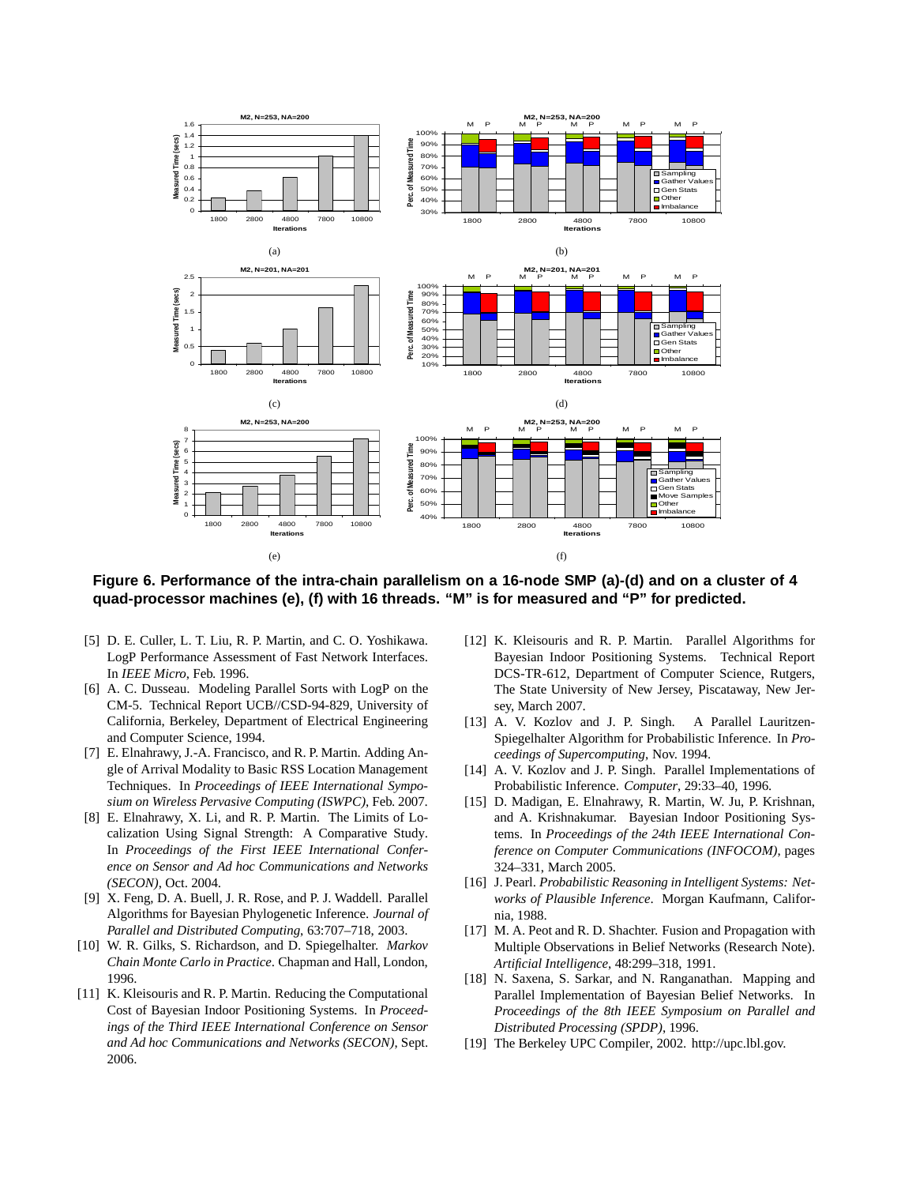M2, N=253, NA=200

Measured Time (secs)

1.6
1.4
1.2
1
0.8
0.6
0.4
0.2
0

1800 2800 4800 7800 10800

Iterations

(a)

M2, N=253, NA=200

M P M P M P M P M P

Perc. of Measured Time

100%
90%
80%
70%
60%
50%
40%
30%

1800 2800 4800 7800 10800

Iterations

Sampling
Gather Values
Gen Stats
Other
Imbalance

(b)

M2, N=201, NA=201

Measured Time (secs)

2.5
2
1.5
1
0.5
0

1800 2800 4800 7800 10800

Iterations

(c)

M2, N=201, NA=201

M P M P M P M P M P

Perc. of Measured Time

100%
90%
80%
70%
60%
50%
40%
30%
20%
10%

1800 2800 4800 7800 10800

Iterations

Sampling
Gather Values
Gen Stats
Other
Imbalance

(d)

M2, N=253, NA=200

Measured Time (secs)

8
7
6
5
4
3
2
1
0

1800 2800 4800 7800 10800

Iterations

(e)

M2, N=253, NA=200

M P M P M P M P M P

Perc. of Measured Time

100%
90%
80%
70%
60%
50%
40%

1800 2800 4800 7800 10800

Iterations

Sampling
Gather Values
Gen Stats
Move Samples
Other
Imbalance

(f)

**Figure 6. Performance of the intra-chain parallelism on a 16-node SMP (a)-(d) and on a cluster of 4 quad-processor machines (e), (f) with 16 threads. "M" is for measured and "P" for predicted.**

[5] D. E. Culler, L. T. Liu, R. P. Martin, and C. O. Yoshikawa. LogP Performance Assessment of Fast Network Interfaces. In *IEEE Micro*, Feb. 1996.

[6] A. C. Dusseau. Modeling Parallel Sorts with LogP on the CM-5. Technical Report UCB//CSD-94-829, University of California, Berkeley, Department of Electrical Engineering and Computer Science, 1994.

[7] E. Elnahrawy, J.-A. Francisco, and R. P. Martin. Adding Angle of Arrival Modality to Basic RSS Location Management Techniques. In *Proceedings of IEEE International Symposium on Wireless Pervasive Computing (ISWPC)*, Feb. 2007.

[8] E. Elnahrawy, X. Li, and R. P. Martin. The Limits of Localization Using Signal Strength: A Comparative Study. In *Proceedings of the First IEEE International Conference on Sensor and Ad hoc Communications and Networks (SECON)*, Oct. 2004.

[9] X. Feng, D. A. Buell, J. R. Rose, and P. J. Waddell. Parallel Algorithms for Bayesian Phylogenetic Inference. *Journal of Parallel and Distributed Computing*, 63:707–718, 2003.

[10] W. R. Gilks, S. Richardson, and D. Spiegelhalter. *Markov Chain Monte Carlo in Practice*. Chapman and Hall, London, 1996.

[11] K. Kleisouris and R. P. Martin. Reducing the Computational Cost of Bayesian Indoor Positioning Systems. In *Proceedings of the Third IEEE International Conference on Sensor and Ad hoc Communications and Networks (SECON)*, Sept. 2006.

[12] K. Kleisouris and R. P. Martin. Parallel Algorithms for Bayesian Indoor Positioning Systems. Technical Report DCS-TR-612, Department of Computer Science, Rutgers, The State University of New Jersey, Piscataway, New Jersey, March 2007.

[13] A. V. Kozlov and J. P. Singh. A Parallel Lauritzen-Spiegelhalter Algorithm for Probabilistic Inference. In *Proceedings of Supercomputing*, Nov. 1994.

[14] A. V. Kozlov and J. P. Singh. Parallel Implementations of Probabilistic Inference. *Computer*, 29:33–40, 1996.

[15] D. Madigan, E. Elnahrawy, R. Martin, W. Ju, P. Krishnan, and A. Krishnakumar. Bayesian Indoor Positioning Systems. In *Proceedings of the 24th IEEE International Conference on Computer Communications (INFOCOM)*, pages 324–331, March 2005.

[16] J. Pearl. *Probabilistic Reasoning in Intelligent Systems: Networks of Plausible Inference*. Morgan Kaufmann, California, 1988.

[17] M. A. Peot and R. D. Shachter. Fusion and Propagation with Multiple Observations in Belief Networks (Research Note). *Artificial Intelligence*, 48:299–318, 1991.

[18] N. Saxena, S. Sarkar, and N. Ranganathan. Mapping and Parallel Implementation of Bayesian Belief Networks. In *Proceedings of the 8th IEEE Symposium on Parallel and Distributed Processing (SPDP)*, 1996.

[19] The Berkeley UPC Compiler, 2002. http://upc.lbl.gov.